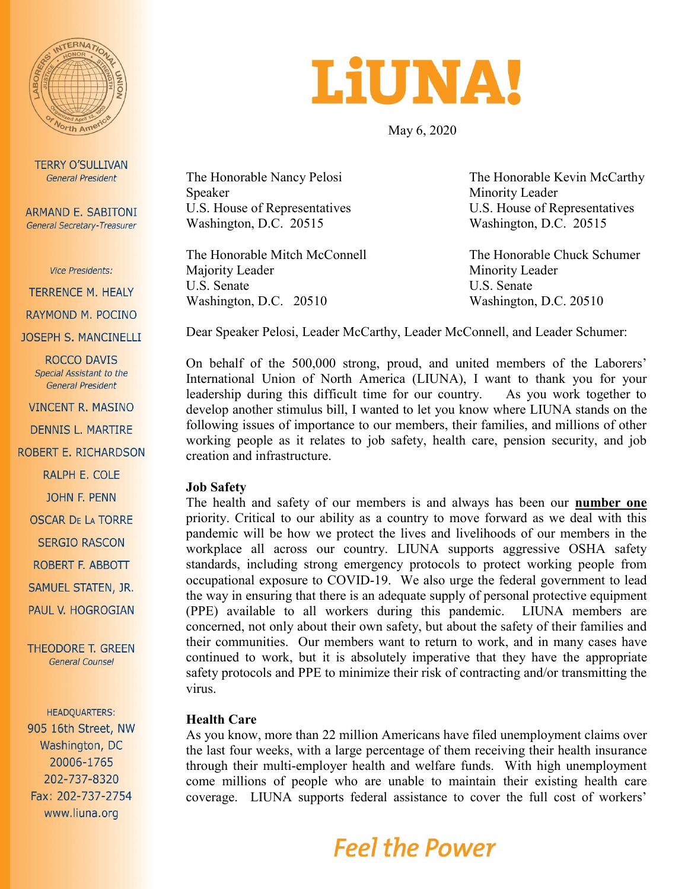TERRY O'SULLIVAN
*General President*

ARMAND E. SABITONI
*General Secretary-Treasurer*

*Vice Presidents:*

TERRENCE M. HEALY

RAYMOND M. POCINO

JOSEPH S. MANCINELLI

ROCCO DAVIS
*Special Assistant to the General President*

VINCENT R. MASINO

DENNIS L. MARTIRE

ROBERT E. RICHARDSON

RALPH E. COLE

JOHN F. PENN

OSCAR DE LA TORRE

SERGIO RASCON

ROBERT F. ABBOTT

SAMUEL STATEN, JR.

PAUL V. HOGROGIAN

THEODORE T. GREEN
*General Counsel*

HEADQUARTERS:
905 16th Street, NW
Washington, DC
20006-1765
202-737-8320
Fax: 202-737-2754
www.liuna.org

# LiUNA!

May 6, 2020

The Honorable Nancy Pelosi
Speaker
U.S. House of Representatives
Washington, D.C. 20515

The Honorable Kevin McCarthy
Minority Leader
U.S. House of Representatives
Washington, D.C. 20515

The Honorable Mitch McConnell
Majority Leader
U.S. Senate
Washington, D.C. 20510

The Honorable Chuck Schumer
Minority Leader
U.S. Senate
Washington, D.C. 20510

Dear Speaker Pelosi, Leader McCarthy, Leader McConnell, and Leader Schumer:

On behalf of the 500,000 strong, proud, and united members of the Laborers' International Union of North America (LIUNA), I want to thank you for your leadership during this difficult time for our country. As you work together to develop another stimulus bill, I wanted to let you know where LIUNA stands on the following issues of importance to our members, their families, and millions of other working people as it relates to job safety, health care, pension security, and job creation and infrastructure.

**Job Safety**

The health and safety of our members is and always has been our **number one** priority. Critical to our ability as a country to move forward as we deal with this pandemic will be how we protect the lives and livelihoods of our members in the workplace all across our country. LIUNA supports aggressive OSHA safety standards, including strong emergency protocols to protect working people from occupational exposure to COVID-19. We also urge the federal government to lead the way in ensuring that there is an adequate supply of personal protective equipment (PPE) available to all workers during this pandemic. LIUNA members are concerned, not only about their own safety, but about the safety of their families and their communities. Our members want to return to work, and in many cases have continued to work, but it is absolutely imperative that they have the appropriate safety protocols and PPE to minimize their risk of contracting and/or transmitting the virus.

**Health Care**

As you know, more than 22 million Americans have filed unemployment claims over the last four weeks, with a large percentage of them receiving their health insurance through their multi-employer health and welfare funds. With high unemployment come millions of people who are unable to maintain their existing health care coverage. LIUNA supports federal assistance to cover the full cost of workers'

*Feel the Power*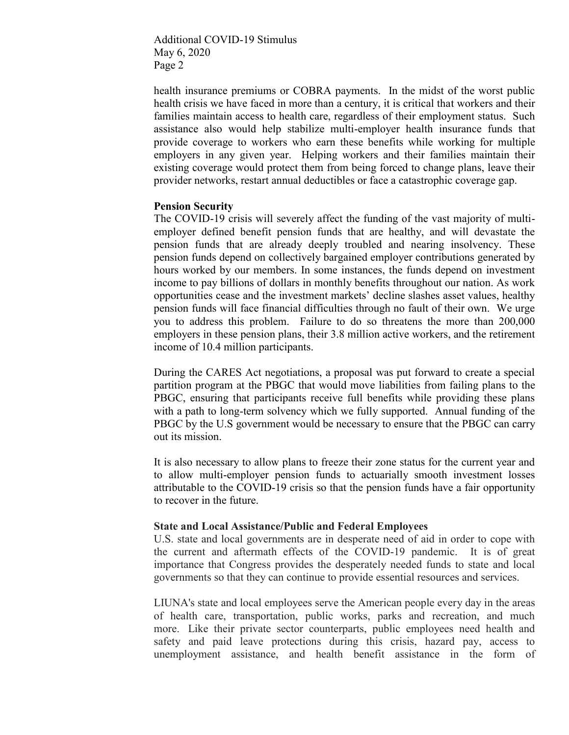health insurance premiums or COBRA payments. In the midst of the worst public health crisis we have faced in more than a century, it is critical that workers and their families maintain access to health care, regardless of their employment status. Such assistance also would help stabilize multi-employer health insurance funds that provide coverage to workers who earn these benefits while working for multiple employers in any given year. Helping workers and their families maintain their existing coverage would protect them from being forced to change plans, leave their provider networks, restart annual deductibles or face a catastrophic coverage gap.

**Pension Security**

The COVID-19 crisis will severely affect the funding of the vast majority of multi-employer defined benefit pension funds that are healthy, and will devastate the pension funds that are already deeply troubled and nearing insolvency. These pension funds depend on collectively bargained employer contributions generated by hours worked by our members. In some instances, the funds depend on investment income to pay billions of dollars in monthly benefits throughout our nation. As work opportunities cease and the investment markets' decline slashes asset values, healthy pension funds will face financial difficulties through no fault of their own. We urge you to address this problem. Failure to do so threatens the more than 200,000 employers in these pension plans, their 3.8 million active workers, and the retirement income of 10.4 million participants.

During the CARES Act negotiations, a proposal was put forward to create a special partition program at the PBGC that would move liabilities from failing plans to the PBGC, ensuring that participants receive full benefits while providing these plans with a path to long-term solvency which we fully supported. Annual funding of the PBGC by the U.S government would be necessary to ensure that the PBGC can carry out its mission.

It is also necessary to allow plans to freeze their zone status for the current year and to allow multi-employer pension funds to actuarially smooth investment losses attributable to the COVID-19 crisis so that the pension funds have a fair opportunity to recover in the future.

**State and Local Assistance/Public and Federal Employees**

U.S. state and local governments are in desperate need of aid in order to cope with the current and aftermath effects of the COVID-19 pandemic. It is of great importance that Congress provides the desperately needed funds to state and local governments so that they can continue to provide essential resources and services.

LIUNA's state and local employees serve the American people every day in the areas of health care, transportation, public works, parks and recreation, and much more. Like their private sector counterparts, public employees need health and safety and paid leave protections during this crisis, hazard pay, access to unemployment assistance, and health benefit assistance in the form of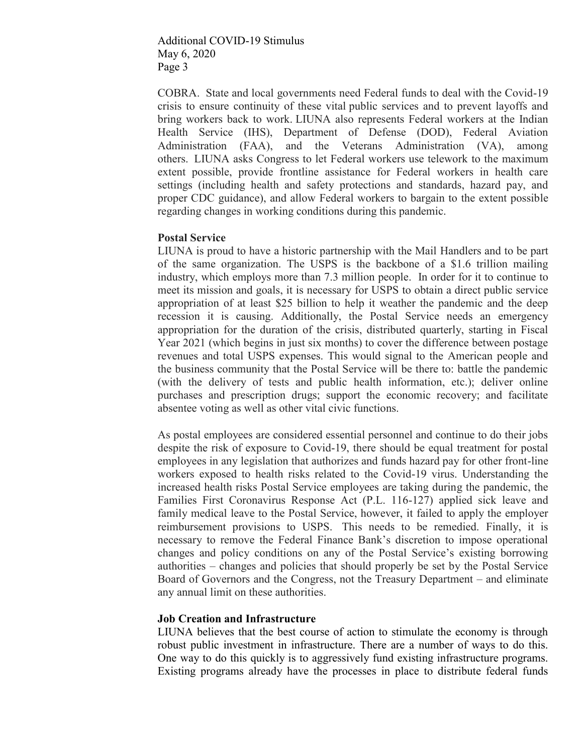COBRA. State and local governments need Federal funds to deal with the Covid-19 crisis to ensure continuity of these vital public services and to prevent layoffs and bring workers back to work. LIUNA also represents Federal workers at the Indian Health Service (IHS), Department of Defense (DOD), Federal Aviation Administration (FAA), and the Veterans Administration (VA), among others. LIUNA asks Congress to let Federal workers use telework to the maximum extent possible, provide frontline assistance for Federal workers in health care settings (including health and safety protections and standards, hazard pay, and proper CDC guidance), and allow Federal workers to bargain to the extent possible regarding changes in working conditions during this pandemic.

**Postal Service**

LIUNA is proud to have a historic partnership with the Mail Handlers and to be part of the same organization. The USPS is the backbone of a $1.6 trillion mailing industry, which employs more than 7.3 million people. In order for it to continue to meet its mission and goals, it is necessary for USPS to obtain a direct public service appropriation of at least $25 billion to help it weather the pandemic and the deep recession it is causing. Additionally, the Postal Service needs an emergency appropriation for the duration of the crisis, distributed quarterly, starting in Fiscal Year 2021 (which begins in just six months) to cover the difference between postage revenues and total USPS expenses. This would signal to the American people and the business community that the Postal Service will be there to: battle the pandemic (with the delivery of tests and public health information, etc.); deliver online purchases and prescription drugs; support the economic recovery; and facilitate absentee voting as well as other vital civic functions.

As postal employees are considered essential personnel and continue to do their jobs despite the risk of exposure to Covid-19, there should be equal treatment for postal employees in any legislation that authorizes and funds hazard pay for other front-line workers exposed to health risks related to the Covid-19 virus. Understanding the increased health risks Postal Service employees are taking during the pandemic, the Families First Coronavirus Response Act (P.L. 116-127) applied sick leave and family medical leave to the Postal Service, however, it failed to apply the employer reimbursement provisions to USPS. This needs to be remedied. Finally, it is necessary to remove the Federal Finance Bank's discretion to impose operational changes and policy conditions on any of the Postal Service's existing borrowing authorities – changes and policies that should properly be set by the Postal Service Board of Governors and the Congress, not the Treasury Department – and eliminate any annual limit on these authorities.

**Job Creation and Infrastructure**

LIUNA believes that the best course of action to stimulate the economy is through robust public investment in infrastructure. There are a number of ways to do this. One way to do this quickly is to aggressively fund existing infrastructure programs. Existing programs already have the processes in place to distribute federal funds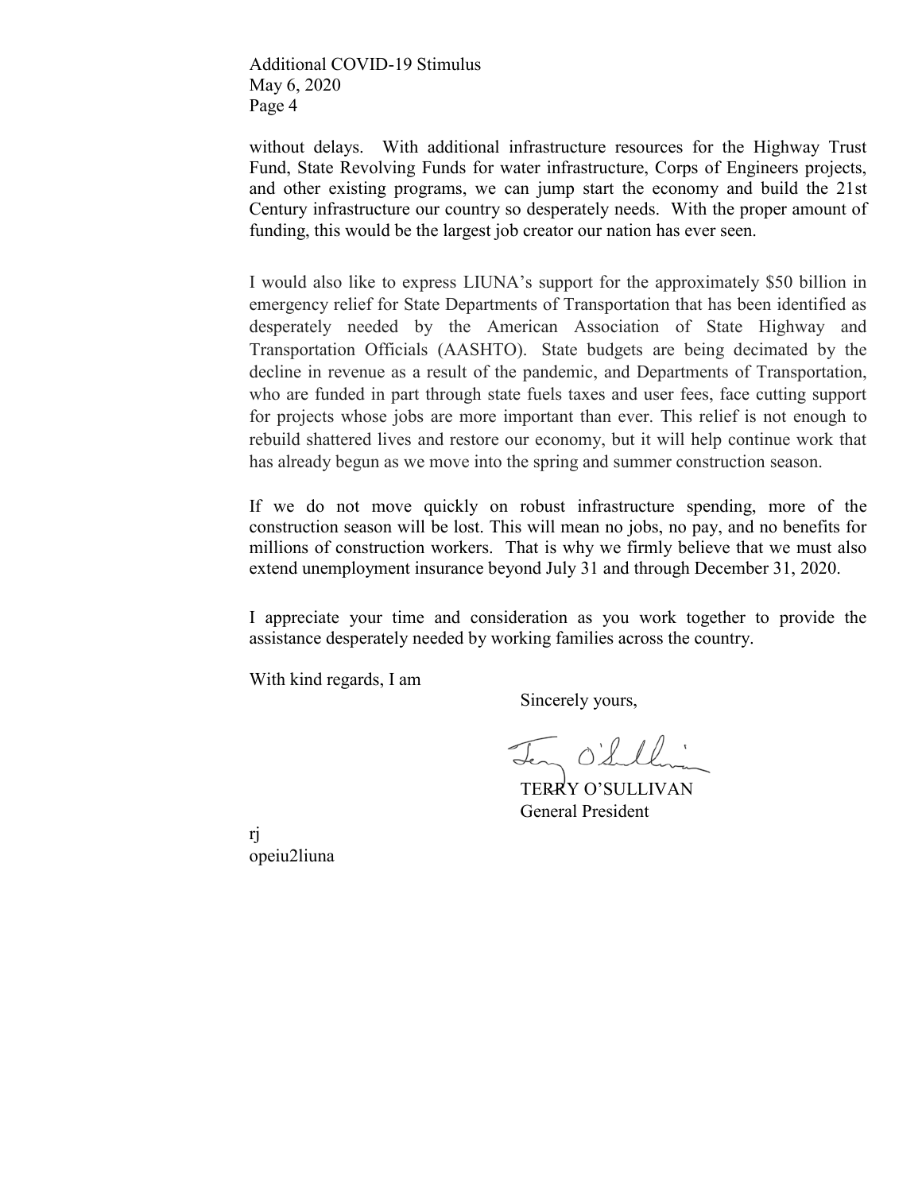without delays. With additional infrastructure resources for the Highway Trust Fund, State Revolving Funds for water infrastructure, Corps of Engineers projects, and other existing programs, we can jump start the economy and build the 21st Century infrastructure our country so desperately needs. With the proper amount of funding, this would be the largest job creator our nation has ever seen.

I would also like to express LIUNA's support for the approximately $50 billion in emergency relief for State Departments of Transportation that has been identified as desperately needed by the American Association of State Highway and Transportation Officials (AASHTO). State budgets are being decimated by the decline in revenue as a result of the pandemic, and Departments of Transportation, who are funded in part through state fuels taxes and user fees, face cutting support for projects whose jobs are more important than ever. This relief is not enough to rebuild shattered lives and restore our economy, but it will help continue work that has already begun as we move into the spring and summer construction season.

If we do not move quickly on robust infrastructure spending, more of the construction season will be lost. This will mean no jobs, no pay, and no benefits for millions of construction workers. That is why we firmly believe that we must also extend unemployment insurance beyond July 31 and through December 31, 2020.

I appreciate your time and consideration as you work together to provide the assistance desperately needed by working families across the country.

With kind regards, I am

Sincerely yours,

Terry O'Sullivan

TERRY O'SULLIVAN
General President

rj
opeiu2liuna